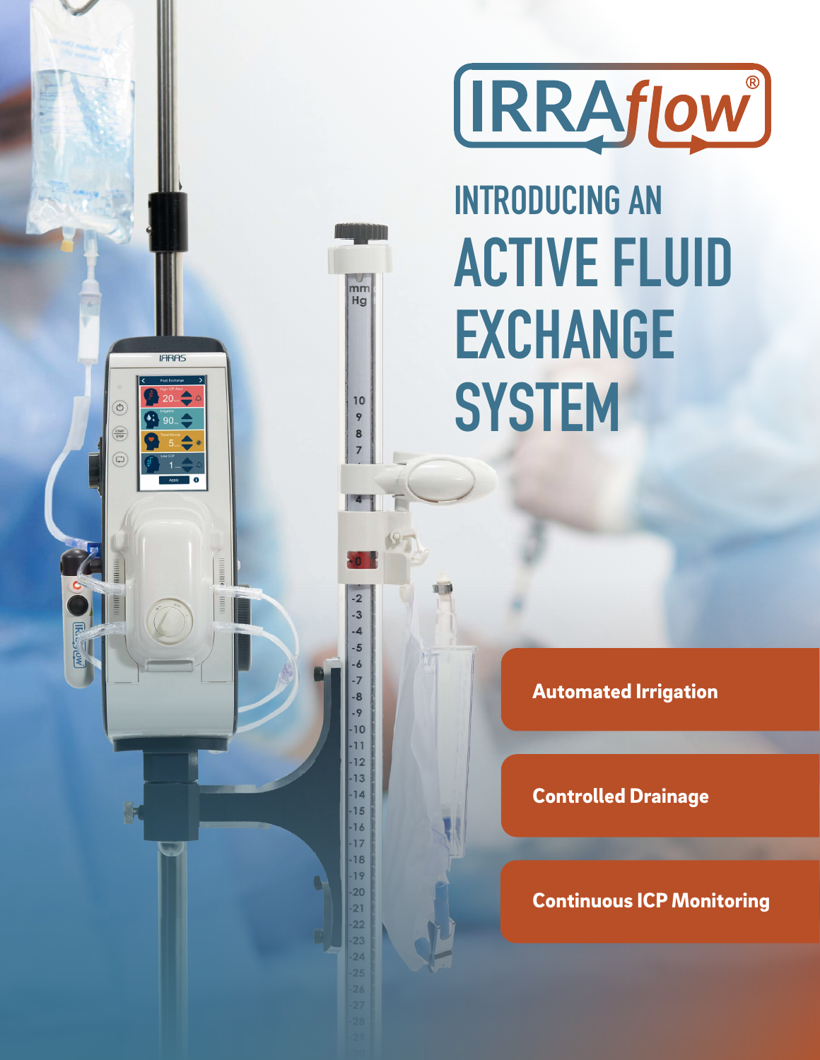# IRRAflow®

## INTRODUCING AN ACTIVE FLUID EXCHANGE SYSTEM

**Automated Irrigation**

**Controlled Drainage**

**Continuous ICP Monitoring**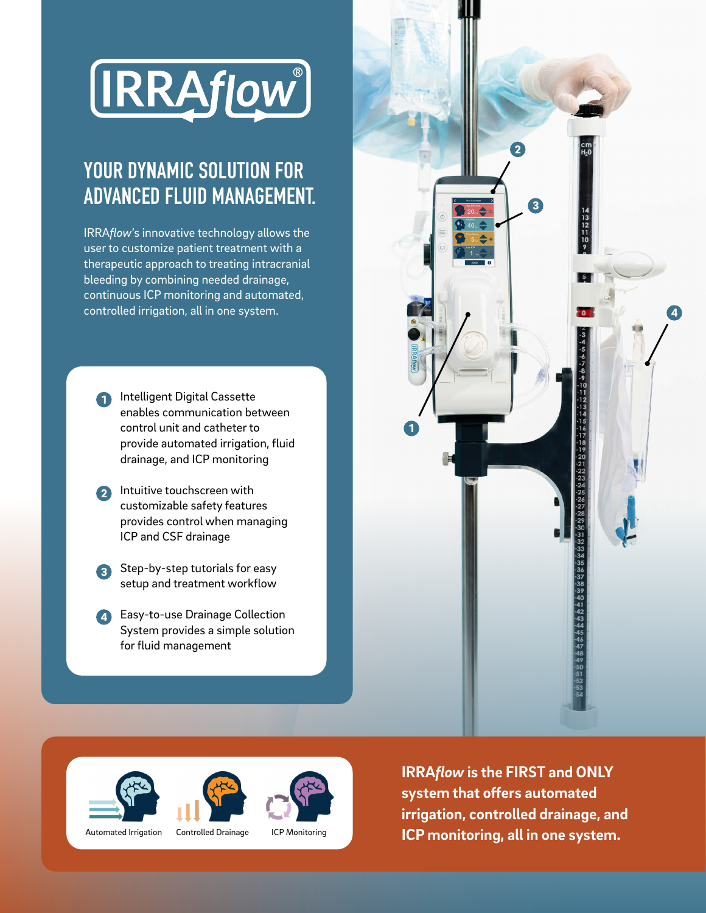# IRRA*flow*®

## YOUR DYNAMIC SOLUTION FOR ADVANCED FLUID MANAGEMENT.

IRRA*flow*'s innovative technology allows the user to customize patient treatment with a therapeutic approach to treating intracranial bleeding by combining needed drainage, continuous ICP monitoring and automated, controlled irrigation, all in one system.

1. Intelligent Digital Cassette enables communication between control unit and catheter to provide automated irrigation, fluid drainage, and ICP monitoring
2. Intuitive touchscreen with customizable safety features provides control when managing ICP and CSF drainage
3. Step-by-step tutorials for easy setup and treatment workflow
4. Easy-to-use Drainage Collection System provides a simple solution for fluid management

Automated Irrigation

Controlled Drainage

ICP Monitoring

**IRRA*flow* is the FIRST and ONLY system that offers automated irrigation, controlled drainage, and ICP monitoring, all in one system.**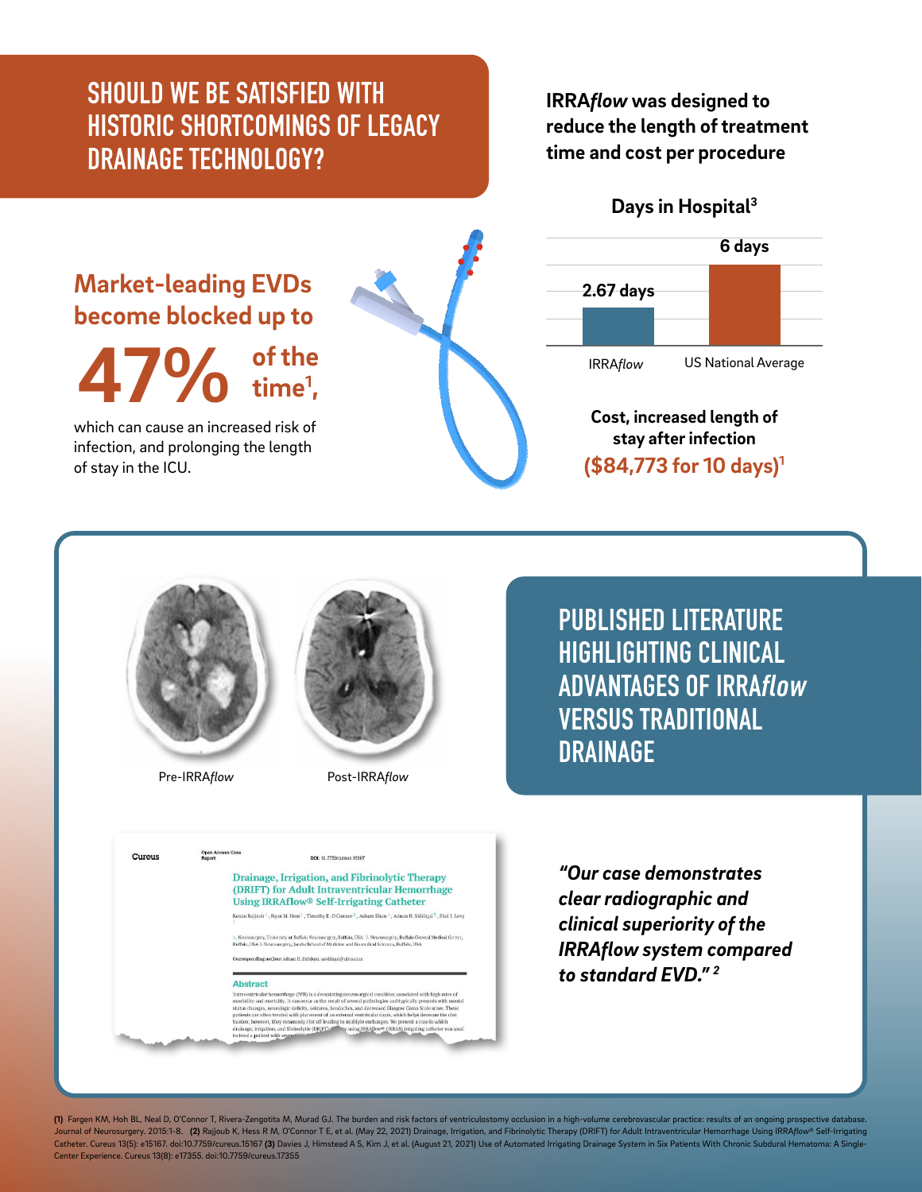# SHOULD WE BE SATISFIED WITH HISTORIC SHORTCOMINGS OF LEGACY DRAINAGE TECHNOLOGY?

## Market-leading EVDs become blocked up to 47% of the time[1],

which can cause an increased risk of infection, and prolonging the length of stay in the ICU.

**IRRA*flow* was designed to reduce the length of treatment time and cost per procedure**

**Days in Hospital[3]**

| | Days |
|---|---|
| IRRA*flow* | 2.67 days |
| US National Average | 6 days |

**Cost, increased length of stay after infection**

**($84,773 for 10 days)[1]**

Pre-IRRA*flow*

Post-IRRA*flow*

# PUBLISHED LITERATURE HIGHLIGHTING CLINICAL ADVANTAGES OF IRRA*flow* VERSUS TRADITIONAL DRAINAGE

Cureus

Open Access Case Report

DOI: 10.7759/cureus.15167

**Drainage, Irrigation, and Fibrinolytic Therapy (DRIFT) for Adult Intraventricular Hemorrhage Using IRRAflow® Self-Irrigating Catheter**

*"Our case demonstrates clear radiographic and clinical superiority of the IRRAflow system compared to standard EVD."[2]*

**(1)** Fargen KM, Hoh BL, Neal D, O'Connor T, Rivera-Zengotita M, Murad GJ. The burden and risk factors of ventriculostomy occlusion in a high-volume cerebrovascular practice: results of an ongoing prospective database. Journal of Neurosurgery. 2015:1-8. **(2)** Rajjoub K, Hess R M, O'Connor T E, et al. (May 22, 2021) Drainage, Irrigation, and Fibrinolytic Therapy (DRIFT) for Adult Intraventricular Hemorrhage Using IRRA*flow*® Self-Irrigating Catheter. Cureus 13(5): e15167. doi:10.7759/cureus.15167 **(3)** Davies J, Himstead A S, Kim J, et al. (August 21, 2021) Use of Automated Irrigating Drainage System in Six Patients With Chronic Subdural Hematoma: A Single-Center Experience. Cureus 13(8): e17355. doi:10.7759/cureus.17355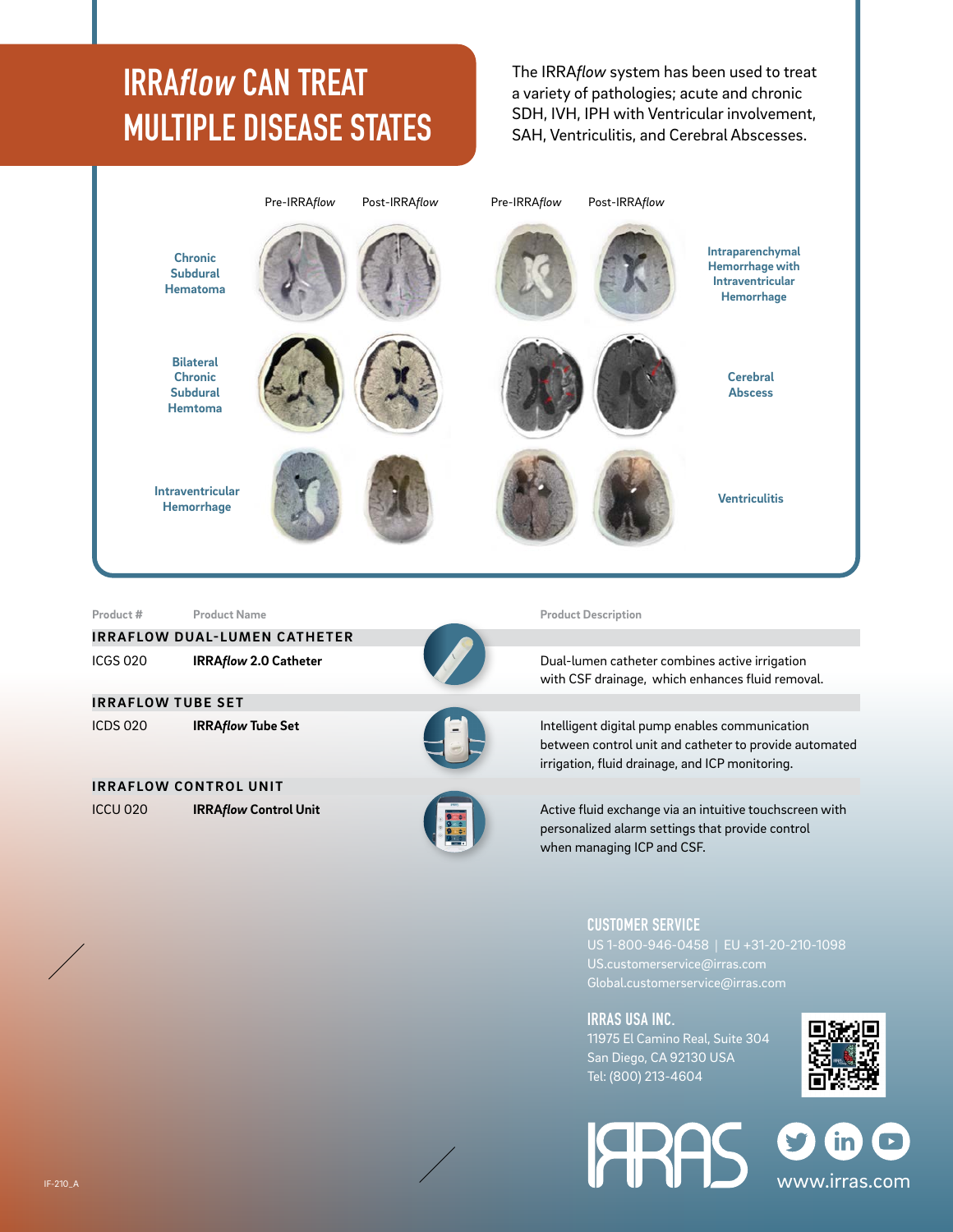# IRRA*flow* CAN TREAT MULTIPLE DISEASE STATES

The IRRA*flow* system has been used to treat a variety of pathologies; acute and chronic SDH, IVH, IPH with Ventricular involvement, SAH, Ventriculitis, and Cerebral Abscesses.

Pre-IRRA*flow* Post-IRRA*flow* Pre-IRRA*flow* Post-IRRA*flow*

Chronic Subdural Hematoma

Intraparenchymal Hemorrhage with Intraventricular Hemorrhage

Bilateral Chronic Subdural Hemtoma

Cerebral Abscess

Intraventricular Hemorrhage

Ventriculitis

| Product # | Product Name | Product Description |
|---|---|---|
| **IRRAFLOW DUAL-LUMEN CATHETER** | | |
| ICGS 020 | **IRRA*flow* 2.0 Catheter** | Dual-lumen catheter combines active irrigation with CSF drainage, which enhances fluid removal. |
| **IRRAFLOW TUBE SET** | | |
| ICDS 020 | **IRRA*flow* Tube Set** | Intelligent digital pump enables communication between control unit and catheter to provide automated irrigation, fluid drainage, and ICP monitoring. |
| **IRRAFLOW CONTROL UNIT** | | |
| ICCU 020 | **IRRA*flow* Control Unit** | Active fluid exchange via an intuitive touchscreen with personalized alarm settings that provide control when managing ICP and CSF. |

### CUSTOMER SERVICE

US 1-800-946-0458 | EU +31-20-210-1098
US.customerservice@irras.com
Global.customerservice@irras.com

### IRRAS USA INC.

11975 El Camino Real, Suite 304
San Diego, CA 92130 USA
Tel: (800) 213-4604

IRRAS

www.irras.com

IF-210_A